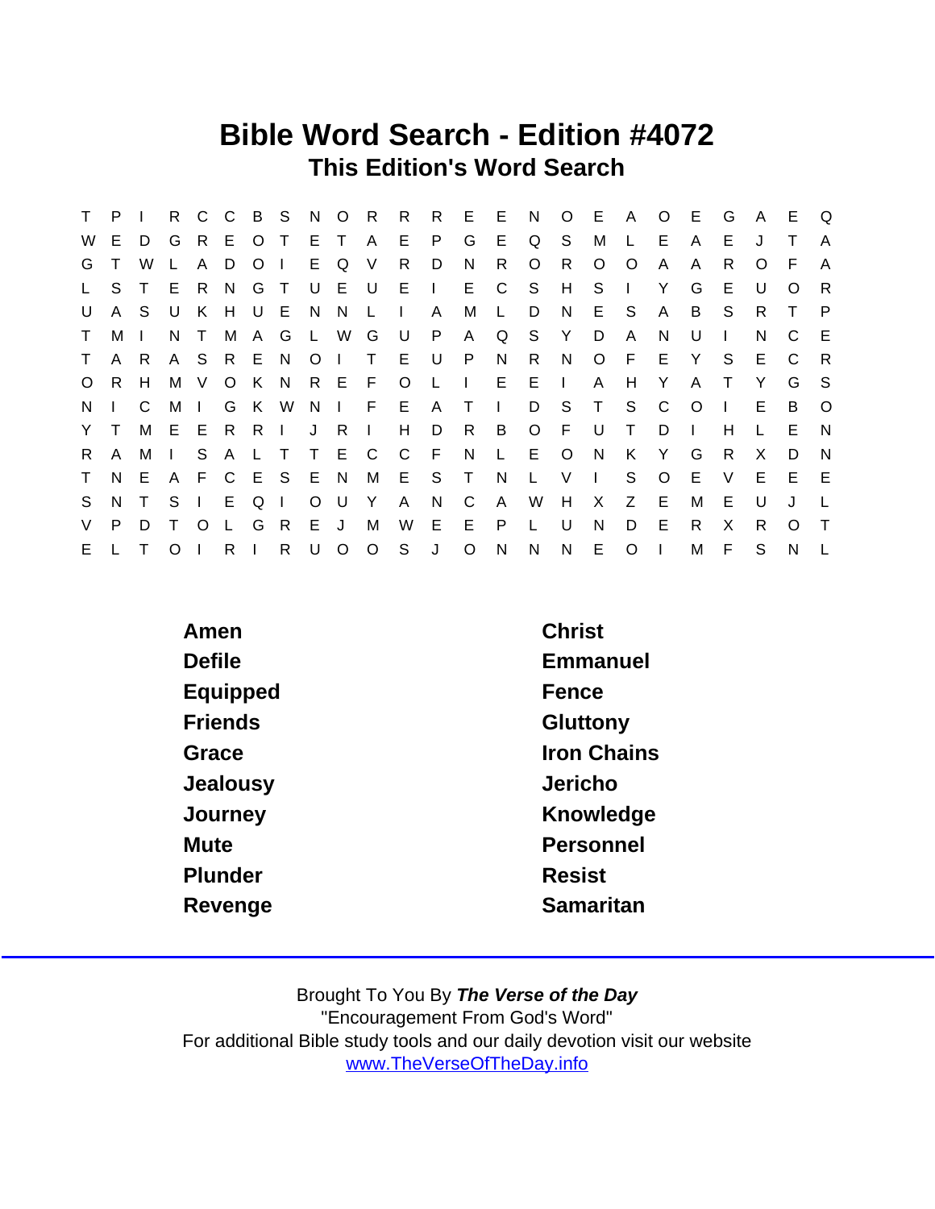# Bible Word Search - Edition #4072

## This Edition's Word Search

```
T P I R C C B S N O R R R E E N O E A O E G A E Q
W E D G R E O T E T A E P G E Q S M L E A E J T A
G T W L A D O I E Q V R D N R O R O O A A R O F A
L S T E R N G T U E U E I E C S H S I Y G E U O R
U A S U K H U E N N L I A M L D N E S A B S R T P
T M I N T M A G L W G U P A Q S Y D A N U I N C E
T A R A S R E N O I T E U P N R N O F E Y S E C R
O R H M V O K N R E F O L I E E I A H Y A T Y G S
N I C M I G K W N I F E A T I D S T S C O I E B O
Y T M E E R R I J R I H D R B O F U T D I H L E N
R A M I S A L T T E C C F N L E O N K Y G R X D N
T N E A F C E S E N M E S T N L V I S O E V E E E
S N T S I E Q I O U Y A N C A W H X Z E M E U J L
V P D T O L G R E J M W E E P L U N D E R X R O T
E L T O I R I R U O O S J O N N N E O I M F S N L
```

| | |
|---|---|
| Amen | Christ |
| Defile | Emmanuel |
| Equipped | Fence |
| Friends | Gluttony |
| Grace | Iron Chains |
| Jealousy | Jericho |
| Journey | Knowledge |
| Mute | Personnel |
| Plunder | Resist |
| Revenge | Samaritan |

Brought To You By ***The Verse of the Day***
"Encouragement From God's Word"
For additional Bible study tools and our daily devotion visit our website
www.TheVerseOfTheDay.info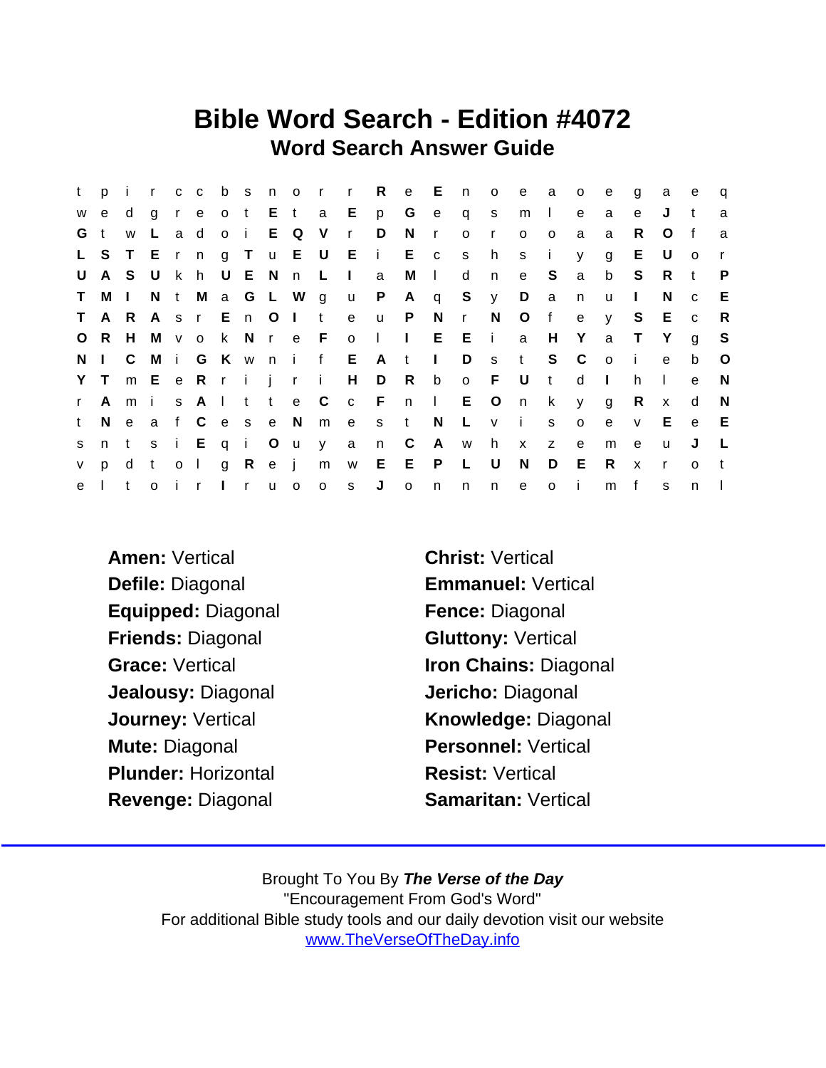# Bible Word Search - Edition #4072

## Word Search Answer Guide

```
t p i r c c b s n o r r R e E n o e a o e g a e q
w e d g r e o t E t a E p G e q s m l e a e J t a
G t w L a d o i E Q V r D N r o r o o a a R O f a
L S T E r n g T u E U E i E c s h s i y g E U o r
U A S U k h U E N n L I a M l d n e S a b S R t P
T M I N t M a G L W g u P A q S y D a n u I N c E
T A R A s r E n O I t e u P N r N O f e y S E c R
O R H M v o k N r e F o l I E E i a H Y a T Y g S
N I C M i G K w n i f E A t I D s t S C o i e b O
Y T m E e R r i j r i H D R b o F U t d I h l e N
r A m i s A l t t e C c F n l E O n k y g R x d N
t N e a f C e s e N m e s t N L v i s o e v E e E
s n t s i E q i O u y a n C A w h x z e m e u J L
v p d t o l g R e j m w E E P L U N D E R x r o t
e l t o i r I r u o o s J o n n n e o i m f s n l
```

**Amen:** Vertical

**Christ:** Vertical

**Defile:** Diagonal

**Emmanuel:** Vertical

**Equipped:** Diagonal

**Fence:** Diagonal

**Friends:** Diagonal

**Gluttony:** Vertical

**Grace:** Vertical

**Iron Chains:** Diagonal

**Jealousy:** Diagonal

**Jericho:** Diagonal

**Journey:** Vertical

**Knowledge:** Diagonal

**Mute:** Diagonal

**Personnel:** Vertical

**Plunder:** Horizontal

**Resist:** Vertical

**Revenge:** Diagonal

**Samaritan:** Vertical

Brought To You By ***The Verse of the Day***
"Encouragement From God's Word"
For additional Bible study tools and our daily devotion visit our website
www.TheVerseOfTheDay.info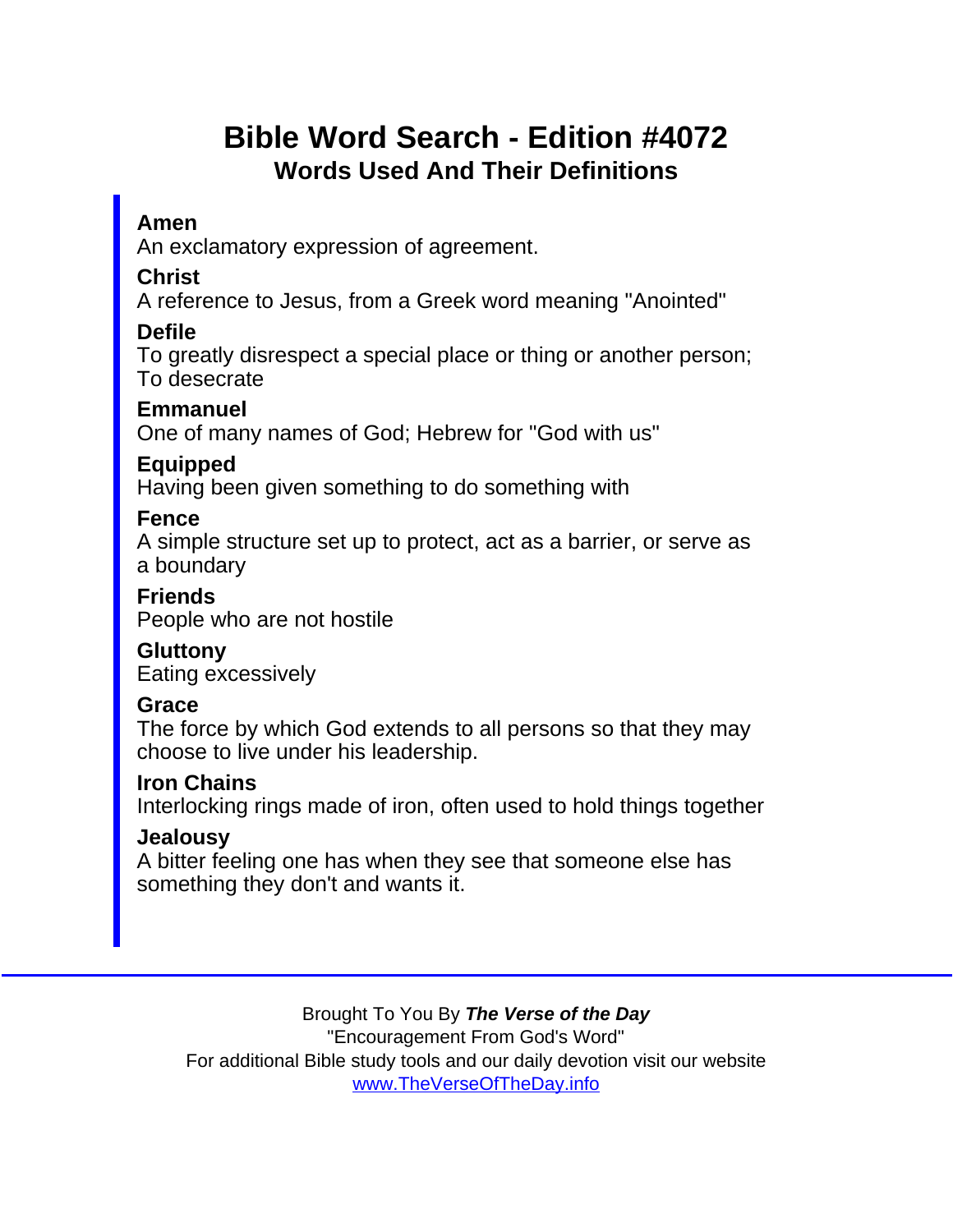# Bible Word Search - Edition #4072

## Words Used And Their Definitions

**Amen**
An exclamatory expression of agreement.

**Christ**
A reference to Jesus, from a Greek word meaning "Anointed"

**Defile**
To greatly disrespect a special place or thing or another person; To desecrate

**Emmanuel**
One of many names of God; Hebrew for "God with us"

**Equipped**
Having been given something to do something with

**Fence**
A simple structure set up to protect, act as a barrier, or serve as a boundary

**Friends**
People who are not hostile

**Gluttony**
Eating excessively

**Grace**
The force by which God extends to all persons so that they may choose to live under his leadership.

**Iron Chains**
Interlocking rings made of iron, often used to hold things together

**Jealousy**
A bitter feeling one has when they see that someone else has something they don't and wants it.

---

Brought To You By ***The Verse of the Day***
"Encouragement From God's Word"
For additional Bible study tools and our daily devotion visit our website
[www.TheVerseOfTheDay.info](http://www.TheVerseOfTheDay.info)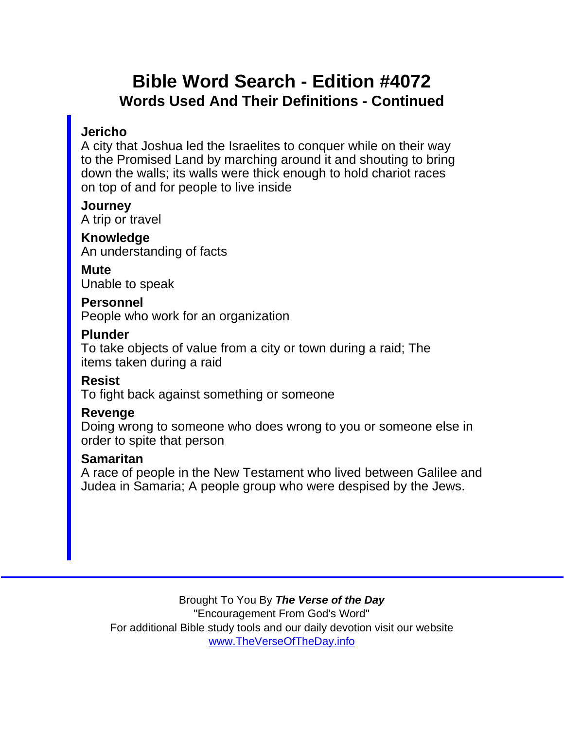# Bible Word Search - Edition #4072

## Words Used And Their Definitions - Continued

**Jericho**
A city that Joshua led the Israelites to conquer while on their way to the Promised Land by marching around it and shouting to bring down the walls; its walls were thick enough to hold chariot races on top of and for people to live inside

**Journey**
A trip or travel

**Knowledge**
An understanding of facts

**Mute**
Unable to speak

**Personnel**
People who work for an organization

**Plunder**
To take objects of value from a city or town during a raid; The items taken during a raid

**Resist**
To fight back against something or someone

**Revenge**
Doing wrong to someone who does wrong to you or someone else in order to spite that person

**Samaritan**
A race of people in the New Testament who lived between Galilee and Judea in Samaria; A people group who were despised by the Jews.

---

Brought To You By ***The Verse of the Day***
"Encouragement From God's Word"
For additional Bible study tools and our daily devotion visit our website
www.TheVerseOfTheDay.info